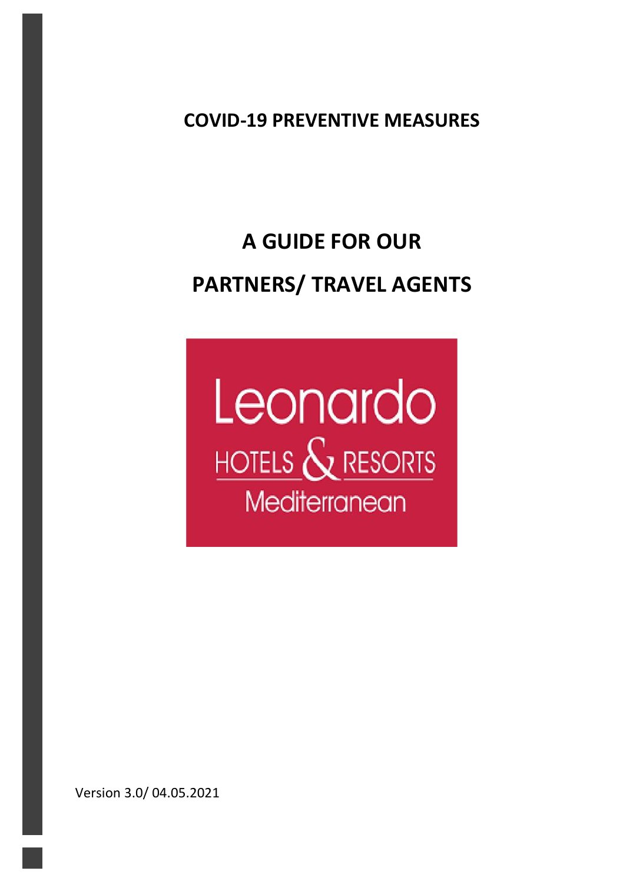# COVID-19 PREVENTIVE MEASURES

# A GUIDE FOR OUR PARTNERS/ TRAVEL AGENTS

Leonardo
HOTELS & RESORTS
Mediterranean

Version 3.0/ 04.05.2021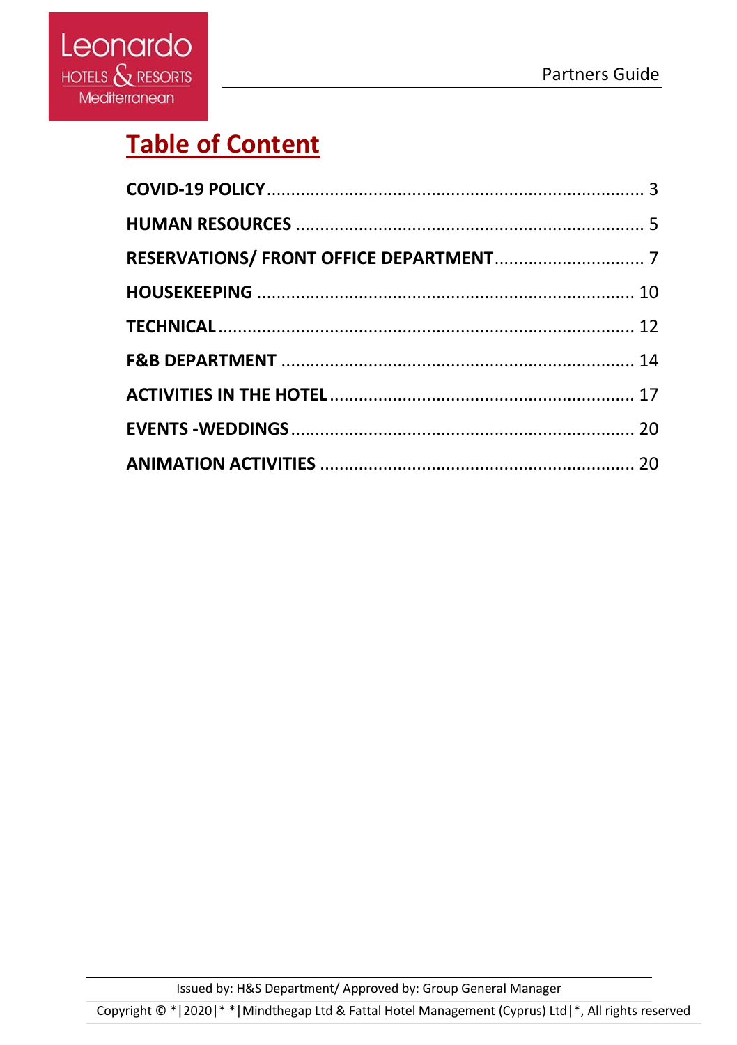# Table of Content

**COVID-19 POLICY** .......................................................................... 3

**HUMAN RESOURCES** .................................................................... 5

**RESERVATIONS/ FRONT OFFICE DEPARTMENT** .............................. 7

**HOUSEKEEPING** ......................................................................... 10

**TECHNICAL** ................................................................................ 12

**F&B DEPARTMENT** ...................................................................... 14

**ACTIVITIES IN THE HOTEL** ............................................................ 17

**EVENTS -WEDDINGS** ..................................................................... 20

**ANIMATION ACTIVITIES** ............................................................... 20

Issued by: H&S Department/ Approved by: Group General Manager

Copyright © *|2020|* *|Mindthegap Ltd & Fattal Hotel Management (Cyprus) Ltd|*, All rights reserved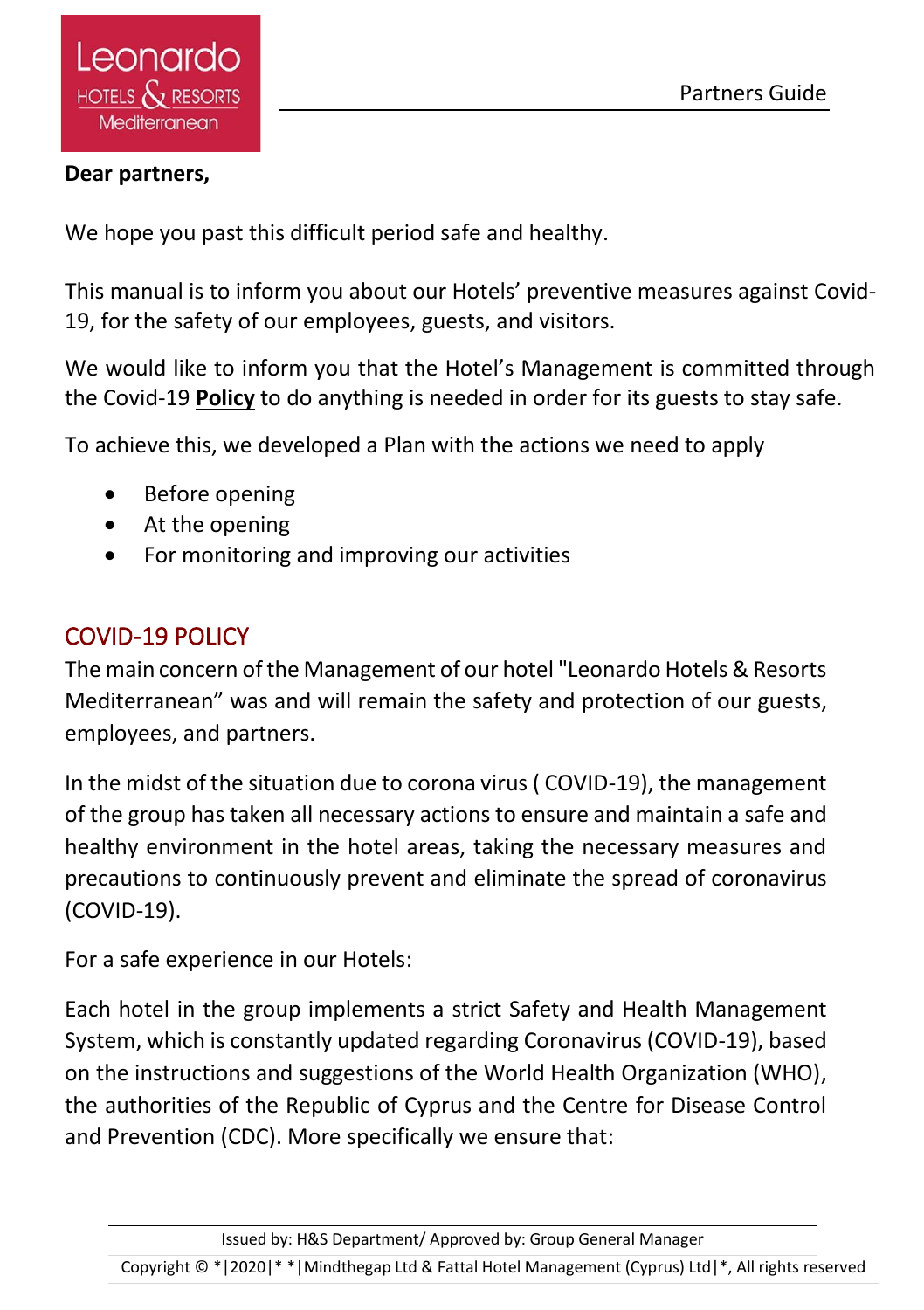**Dear partners,**

We hope you past this difficult period safe and healthy.

This manual is to inform you about our Hotels' preventive measures against Covid-19, for the safety of our employees, guests, and visitors.

We would like to inform you that the Hotel's Management is committed through the Covid-19 **Policy** to do anything is needed in order for its guests to stay safe.

To achieve this, we developed a Plan with the actions we need to apply

- Before opening
- At the opening
- For monitoring and improving our activities

## COVID-19 POLICY

The main concern of the Management of our hotel "Leonardo Hotels & Resorts Mediterranean" was and will remain the safety and protection of our guests, employees, and partners.

In the midst of the situation due to corona virus ( COVID-19), the management of the group has taken all necessary actions to ensure and maintain a safe and healthy environment in the hotel areas, taking the necessary measures and precautions to continuously prevent and eliminate the spread of coronavirus (COVID-19).

For a safe experience in our Hotels:

Each hotel in the group implements a strict Safety and Health Management System, which is constantly updated regarding Coronavirus (COVID-19), based on the instructions and suggestions of the World Health Organization (WHO), the authorities of the Republic of Cyprus and the Centre for Disease Control and Prevention (CDC). More specifically we ensure that: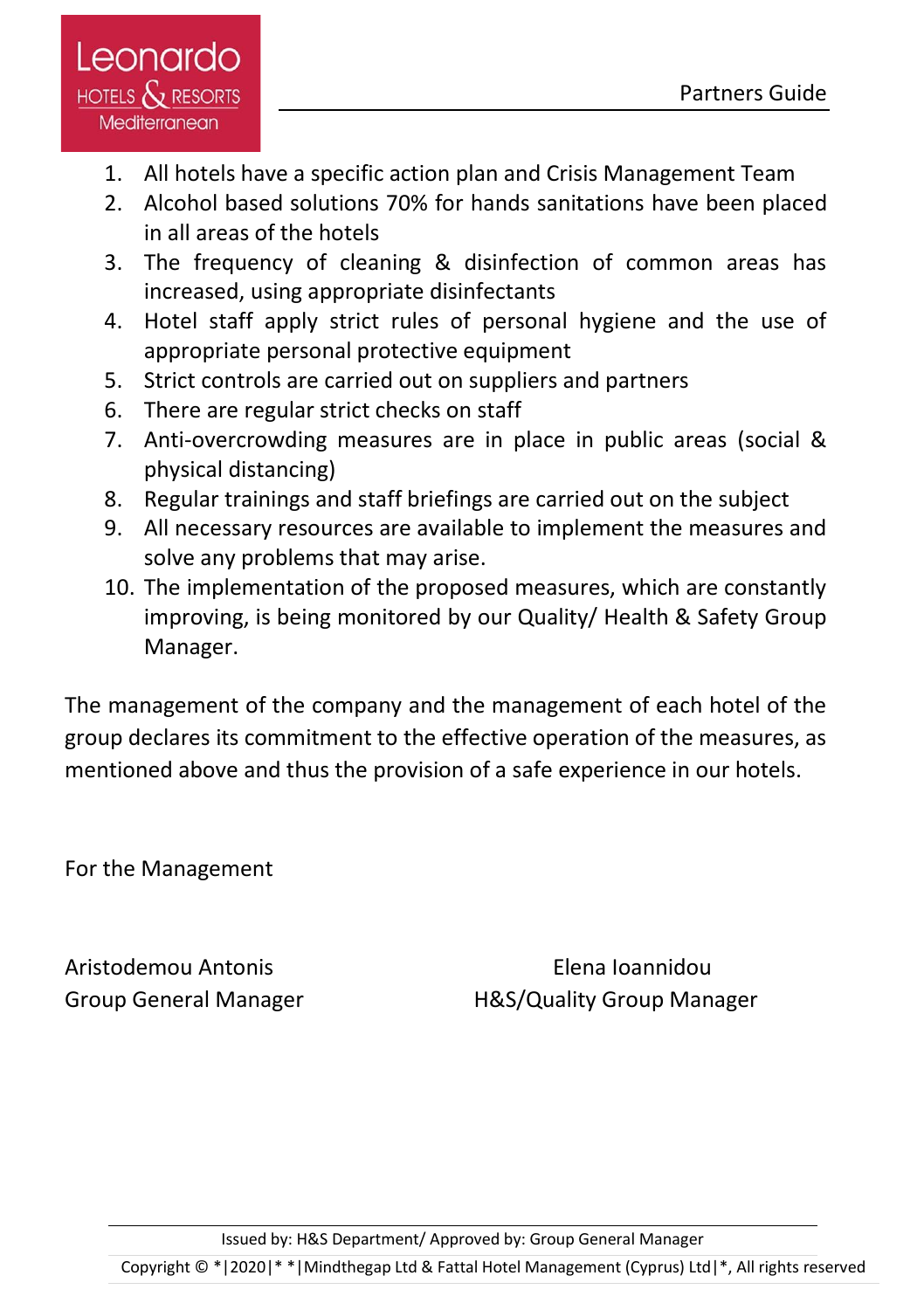1. All hotels have a specific action plan and Crisis Management Team
2. Alcohol based solutions 70% for hands sanitations have been placed in all areas of the hotels
3. The frequency of cleaning & disinfection of common areas has increased, using appropriate disinfectants
4. Hotel staff apply strict rules of personal hygiene and the use of appropriate personal protective equipment
5. Strict controls are carried out on suppliers and partners
6. There are regular strict checks on staff
7. Anti-overcrowding measures are in place in public areas (social & physical distancing)
8. Regular trainings and staff briefings are carried out on the subject
9. All necessary resources are available to implement the measures and solve any problems that may arise.
10. The implementation of the proposed measures, which are constantly improving, is being monitored by our Quality/ Health & Safety Group Manager.

The management of the company and the management of each hotel of the group declares its commitment to the effective operation of the measures, as mentioned above and thus the provision of a safe experience in our hotels.

For the Management

Aristodemou Antonis
Group General Manager

Elena Ioannidou
H&S/Quality Group Manager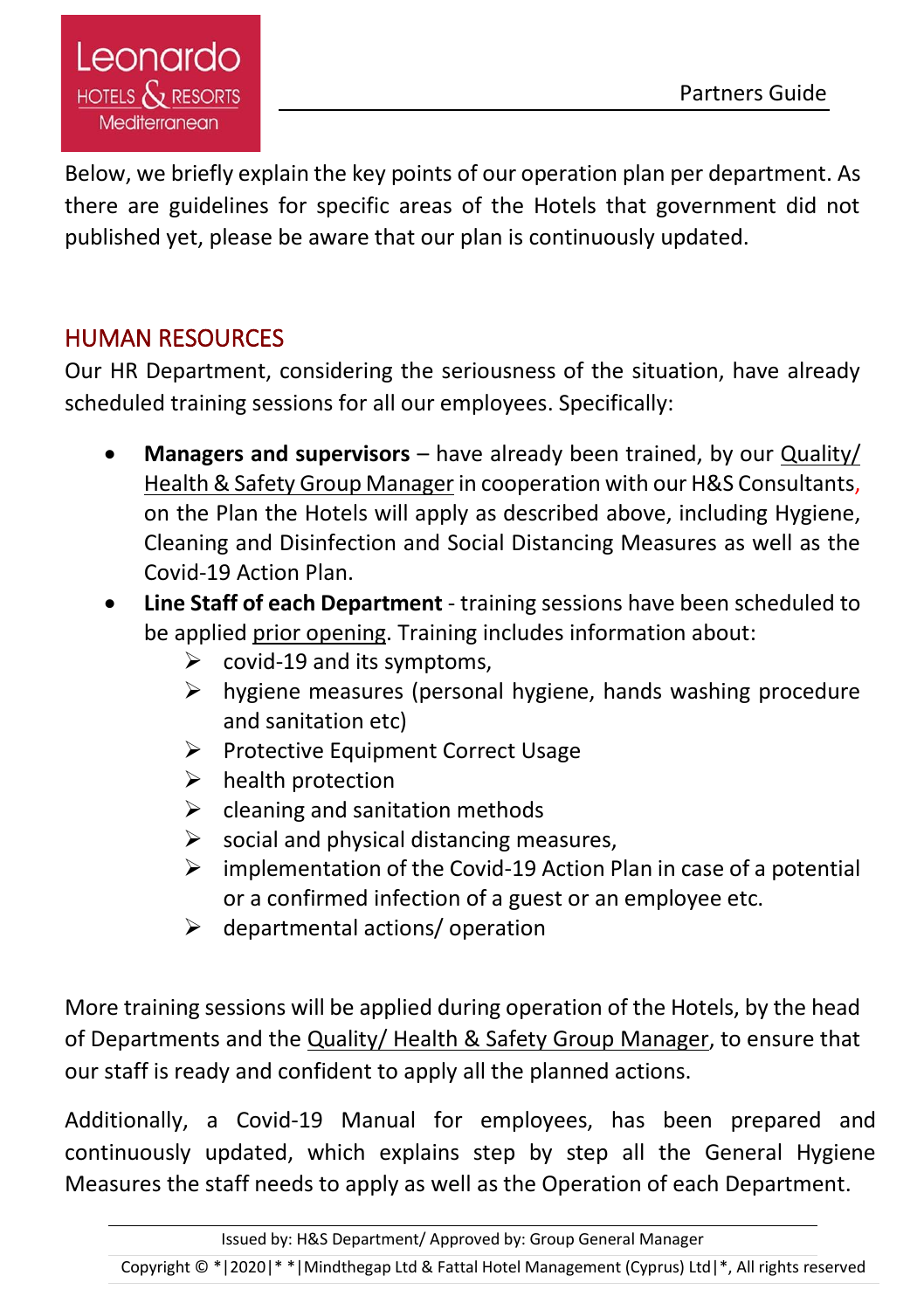Below, we briefly explain the key points of our operation plan per department. As there are guidelines for specific areas of the Hotels that government did not published yet, please be aware that our plan is continuously updated.

## HUMAN RESOURCES

Our HR Department, considering the seriousness of the situation, have already scheduled training sessions for all our employees. Specifically:

- **Managers and supervisors** – have already been trained, by our Quality/ Health & Safety Group Manager in cooperation with our H&S Consultants, on the Plan the Hotels will apply as described above, including Hygiene, Cleaning and Disinfection and Social Distancing Measures as well as the Covid-19 Action Plan.
- **Line Staff of each Department** - training sessions have been scheduled to be applied prior opening. Training includes information about:
  - covid-19 and its symptoms,
  - hygiene measures (personal hygiene, hands washing procedure and sanitation etc)
  - Protective Equipment Correct Usage
  - health protection
  - cleaning and sanitation methods
  - social and physical distancing measures,
  - implementation of the Covid-19 Action Plan in case of a potential or a confirmed infection of a guest or an employee etc.
  - departmental actions/ operation

More training sessions will be applied during operation of the Hotels, by the head of Departments and the Quality/ Health & Safety Group Manager, to ensure that our staff is ready and confident to apply all the planned actions.

Additionally, a Covid-19 Manual for employees, has been prepared and continuously updated, which explains step by step all the General Hygiene Measures the staff needs to apply as well as the Operation of each Department.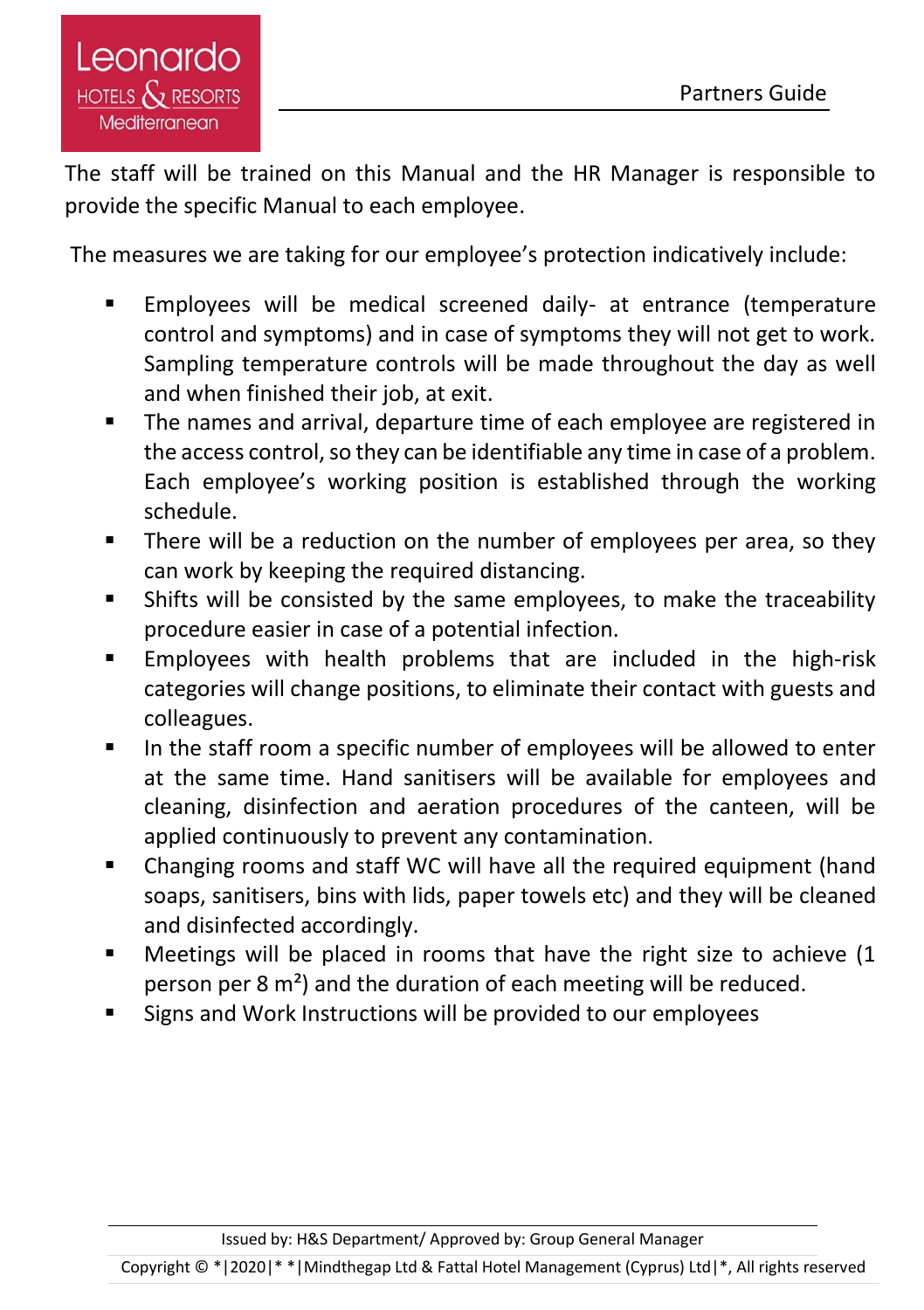The staff will be trained on this Manual and the HR Manager is responsible to provide the specific Manual to each employee.

The measures we are taking for our employee's protection indicatively include:

- Employees will be medical screened daily- at entrance (temperature control and symptoms) and in case of symptoms they will not get to work. Sampling temperature controls will be made throughout the day as well and when finished their job, at exit.
- The names and arrival, departure time of each employee are registered in the access control, so they can be identifiable any time in case of a problem. Each employee's working position is established through the working schedule.
- There will be a reduction on the number of employees per area, so they can work by keeping the required distancing.
- Shifts will be consisted by the same employees, to make the traceability procedure easier in case of a potential infection.
- Employees with health problems that are included in the high-risk categories will change positions, to eliminate their contact with guests and colleagues.
- In the staff room a specific number of employees will be allowed to enter at the same time. Hand sanitisers will be available for employees and cleaning, disinfection and aeration procedures of the canteen, will be applied continuously to prevent any contamination.
- Changing rooms and staff WC will have all the required equipment (hand soaps, sanitisers, bins with lids, paper towels etc) and they will be cleaned and disinfected accordingly.
- Meetings will be placed in rooms that have the right size to achieve (1 person per 8 m²) and the duration of each meeting will be reduced.
- Signs and Work Instructions will be provided to our employees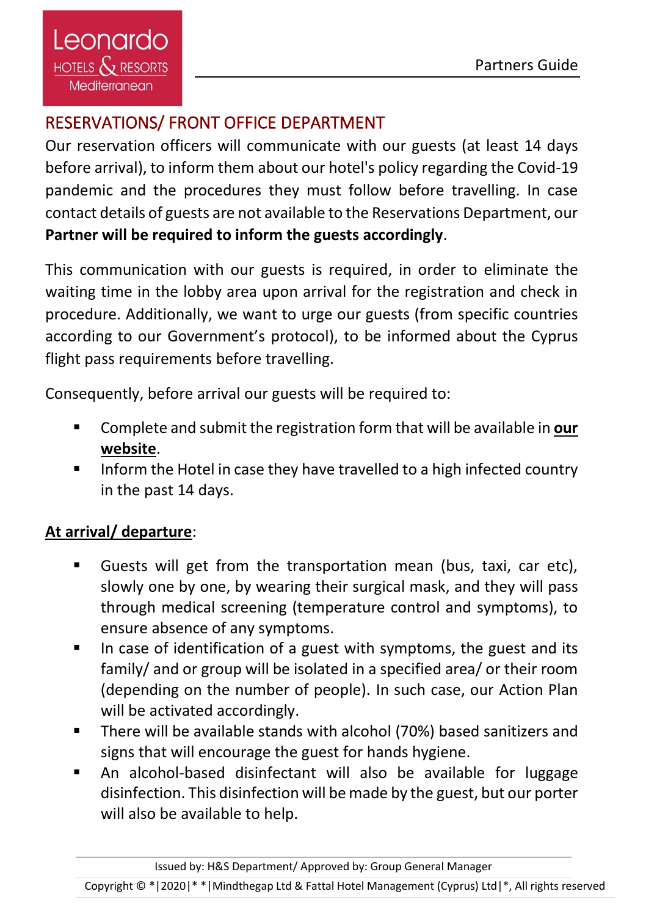## RESERVATIONS/ FRONT OFFICE DEPARTMENT

Our reservation officers will communicate with our guests (at least 14 days before arrival), to inform them about our hotel's policy regarding the Covid-19 pandemic and the procedures they must follow before travelling. In case contact details of guests are not available to the Reservations Department, our **Partner will be required to inform the guests accordingly**.

This communication with our guests is required, in order to eliminate the waiting time in the lobby area upon arrival for the registration and check in procedure. Additionally, we want to urge our guests (from specific countries according to our Government's protocol), to be informed about the Cyprus flight pass requirements before travelling.

Consequently, before arrival our guests will be required to:

- Complete and submit the registration form that will be available in **<u>our website</u>**.
- Inform the Hotel in case they have travelled to a high infected country in the past 14 days.

**<u>At arrival/ departure</u>**:

- Guests will get from the transportation mean (bus, taxi, car etc), slowly one by one, by wearing their surgical mask, and they will pass through medical screening (temperature control and symptoms), to ensure absence of any symptoms.
- In case of identification of a guest with symptoms, the guest and its family/ and or group will be isolated in a specified area/ or their room (depending on the number of people). In such case, our Action Plan will be activated accordingly.
- There will be available stands with alcohol (70%) based sanitizers and signs that will encourage the guest for hands hygiene.
- An alcohol-based disinfectant will also be available for luggage disinfection. This disinfection will be made by the guest, but our porter will also be available to help.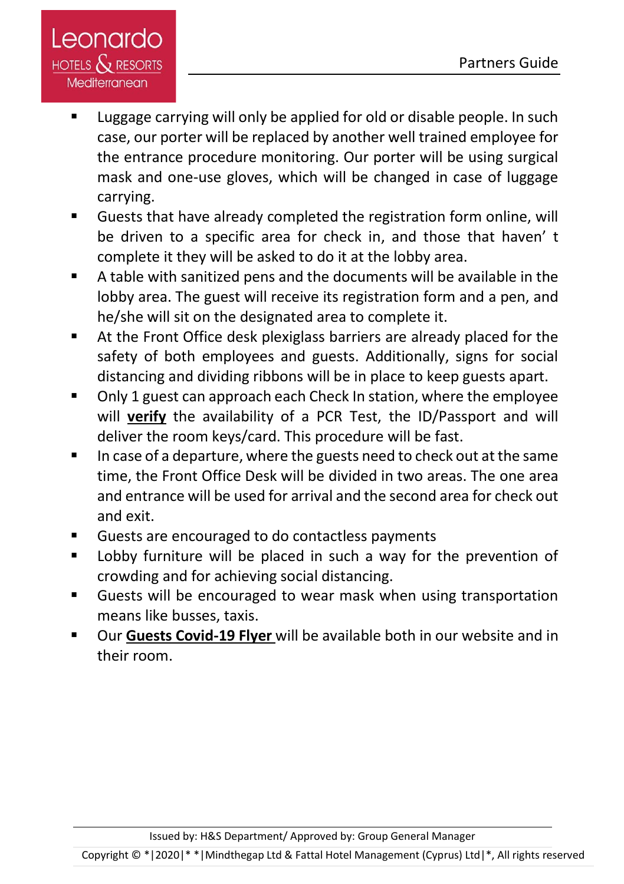- Luggage carrying will only be applied for old or disable people. In such case, our porter will be replaced by another well trained employee for the entrance procedure monitoring. Our porter will be using surgical mask and one-use gloves, which will be changed in case of luggage carrying.
- Guests that have already completed the registration form online, will be driven to a specific area for check in, and those that haven' t complete it they will be asked to do it at the lobby area.
- A table with sanitized pens and the documents will be available in the lobby area. The guest will receive its registration form and a pen, and he/she will sit on the designated area to complete it.
- At the Front Office desk plexiglass barriers are already placed for the safety of both employees and guests. Additionally, signs for social distancing and dividing ribbons will be in place to keep guests apart.
- Only 1 guest can approach each Check In station, where the employee will **verify** the availability of a PCR Test, the ID/Passport and will deliver the room keys/card. This procedure will be fast.
- In case of a departure, where the guests need to check out at the same time, the Front Office Desk will be divided in two areas. The one area and entrance will be used for arrival and the second area for check out and exit.
- Guests are encouraged to do contactless payments
- Lobby furniture will be placed in such a way for the prevention of crowding and for achieving social distancing.
- Guests will be encouraged to wear mask when using transportation means like busses, taxis.
- Our **Guests Covid-19 Flyer** will be available both in our website and in their room.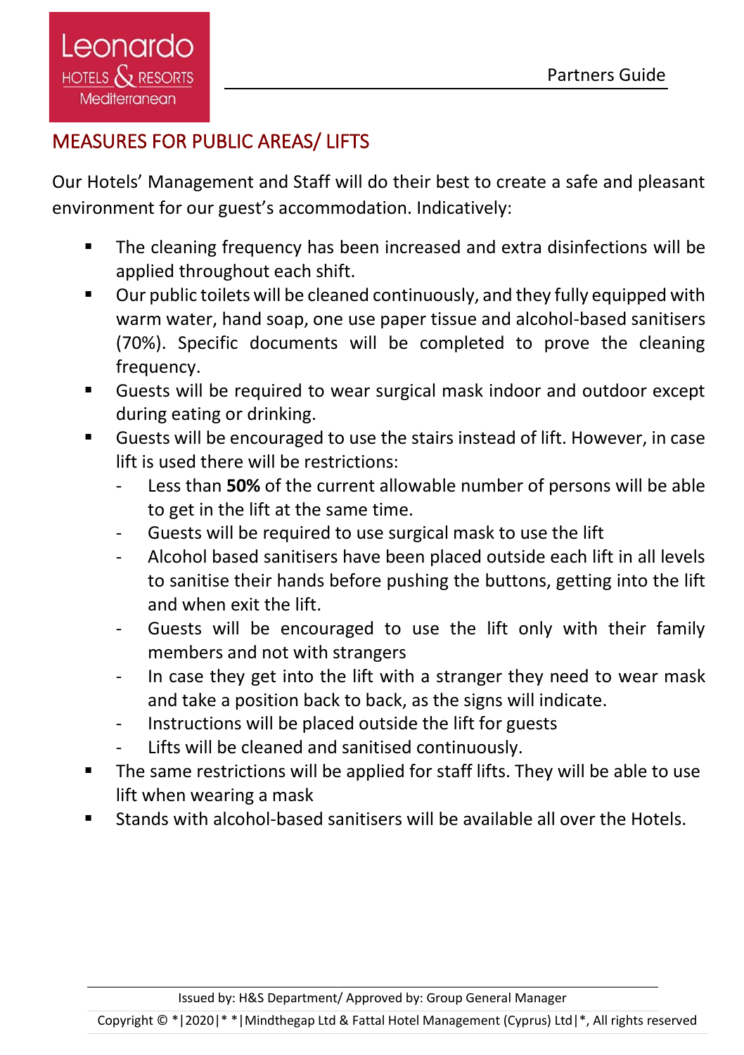## MEASURES FOR PUBLIC AREAS/ LIFTS

Our Hotels' Management and Staff will do their best to create a safe and pleasant environment for our guest's accommodation. Indicatively:

- The cleaning frequency has been increased and extra disinfections will be applied throughout each shift.
- Our public toilets will be cleaned continuously, and they fully equipped with warm water, hand soap, one use paper tissue and alcohol-based sanitisers (70%). Specific documents will be completed to prove the cleaning frequency.
- Guests will be required to wear surgical mask indoor and outdoor except during eating or drinking.
- Guests will be encouraged to use the stairs instead of lift. However, in case lift is used there will be restrictions:
  - Less than **50%** of the current allowable number of persons will be able to get in the lift at the same time.
  - Guests will be required to use surgical mask to use the lift
  - Alcohol based sanitisers have been placed outside each lift in all levels to sanitise their hands before pushing the buttons, getting into the lift and when exit the lift.
  - Guests will be encouraged to use the lift only with their family members and not with strangers
  - In case they get into the lift with a stranger they need to wear mask and take a position back to back, as the signs will indicate.
  - Instructions will be placed outside the lift for guests
  - Lifts will be cleaned and sanitised continuously.
- The same restrictions will be applied for staff lifts. They will be able to use lift when wearing a mask
- Stands with alcohol-based sanitisers will be available all over the Hotels.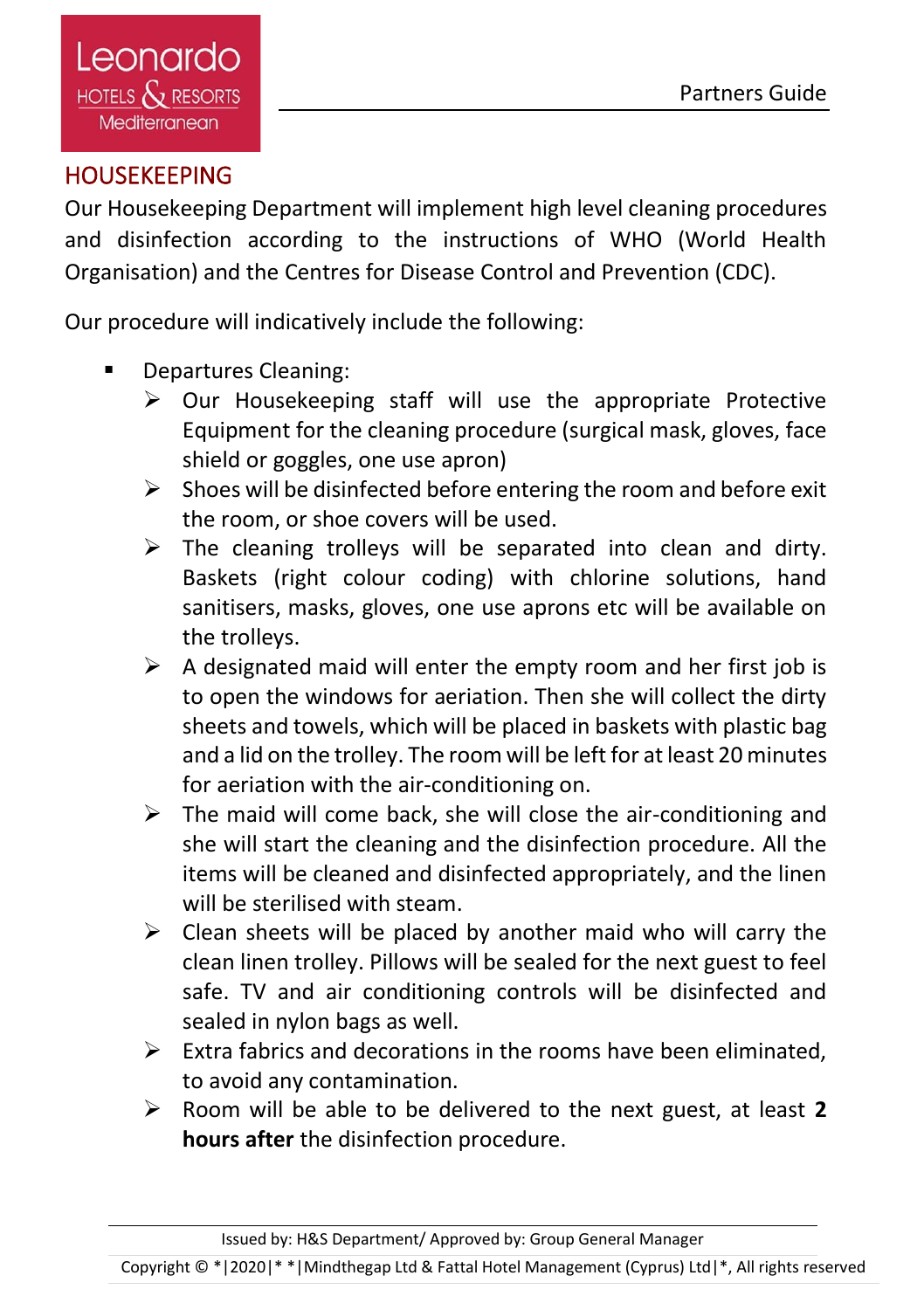## HOUSEKEEPING

Our Housekeeping Department will implement high level cleaning procedures and disinfection according to the instructions of WHO (World Health Organisation) and the Centres for Disease Control and Prevention (CDC).

Our procedure will indicatively include the following:

- Departures Cleaning:
  - Our Housekeeping staff will use the appropriate Protective Equipment for the cleaning procedure (surgical mask, gloves, face shield or goggles, one use apron)
  - Shoes will be disinfected before entering the room and before exit the room, or shoe covers will be used.
  - The cleaning trolleys will be separated into clean and dirty. Baskets (right colour coding) with chlorine solutions, hand sanitisers, masks, gloves, one use aprons etc will be available on the trolleys.
  - A designated maid will enter the empty room and her first job is to open the windows for aeriation. Then she will collect the dirty sheets and towels, which will be placed in baskets with plastic bag and a lid on the trolley. The room will be left for at least 20 minutes for aeriation with the air-conditioning on.
  - The maid will come back, she will close the air-conditioning and she will start the cleaning and the disinfection procedure. All the items will be cleaned and disinfected appropriately, and the linen will be sterilised with steam.
  - Clean sheets will be placed by another maid who will carry the clean linen trolley. Pillows will be sealed for the next guest to feel safe. TV and air conditioning controls will be disinfected and sealed in nylon bags as well.
  - Extra fabrics and decorations in the rooms have been eliminated, to avoid any contamination.
  - Room will be able to be delivered to the next guest, at least **2 hours after** the disinfection procedure.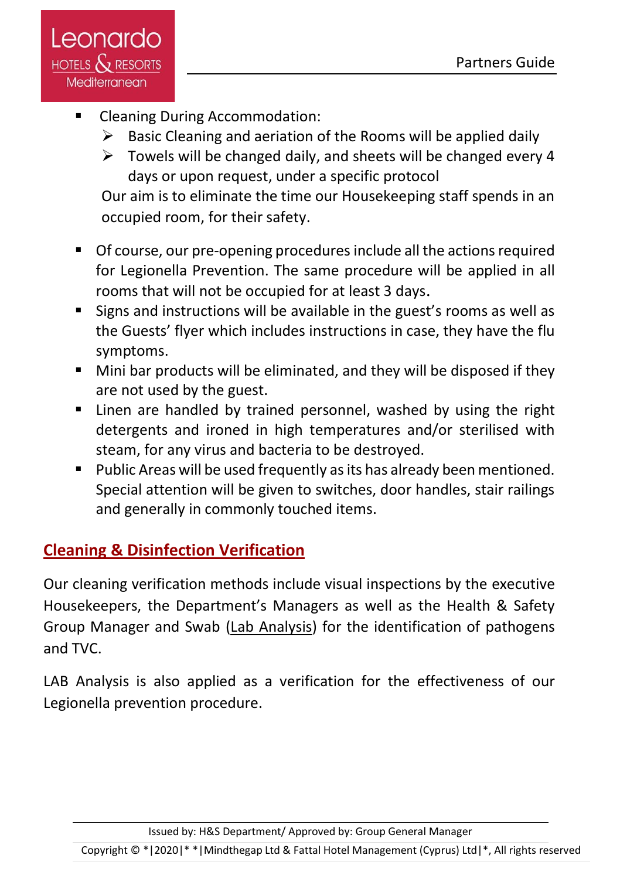- Cleaning During Accommodation:
  - Basic Cleaning and aeriation of the Rooms will be applied daily
  - Towels will be changed daily, and sheets will be changed every 4 days or upon request, under a specific protocol

  Our aim is to eliminate the time our Housekeeping staff spends in an occupied room, for their safety.

- Of course, our pre-opening procedures include all the actions required for Legionella Prevention. The same procedure will be applied in all rooms that will not be occupied for at least 3 days.
- Signs and instructions will be available in the guest's rooms as well as the Guests' flyer which includes instructions in case, they have the flu symptoms.
- Mini bar products will be eliminated, and they will be disposed if they are not used by the guest.
- Linen are handled by trained personnel, washed by using the right detergents and ironed in high temperatures and/or sterilised with steam, for any virus and bacteria to be destroyed.
- Public Areas will be used frequently as its has already been mentioned. Special attention will be given to switches, door handles, stair railings and generally in commonly touched items.

## Cleaning & Disinfection Verification

Our cleaning verification methods include visual inspections by the executive Housekeepers, the Department's Managers as well as the Health & Safety Group Manager and Swab (Lab Analysis) for the identification of pathogens and TVC.

LAB Analysis is also applied as a verification for the effectiveness of our Legionella prevention procedure.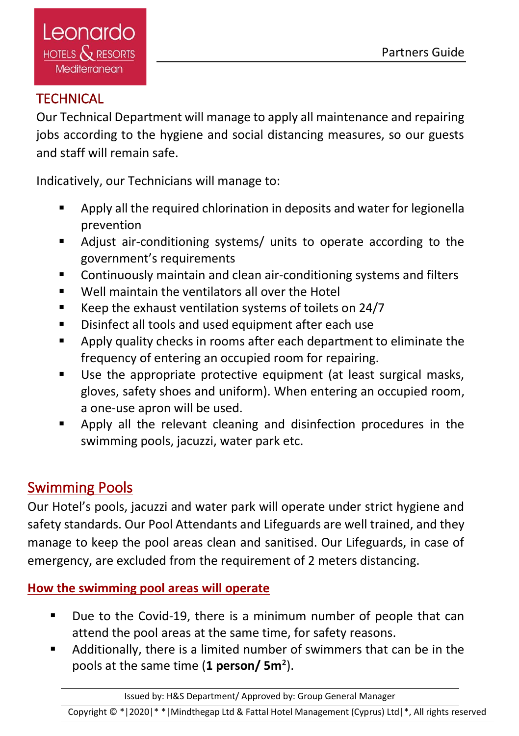## TECHNICAL

Our Technical Department will manage to apply all maintenance and repairing jobs according to the hygiene and social distancing measures, so our guests and staff will remain safe.

Indicatively, our Technicians will manage to:

- Apply all the required chlorination in deposits and water for legionella prevention
- Adjust air-conditioning systems/ units to operate according to the government's requirements
- Continuously maintain and clean air-conditioning systems and filters
- Well maintain the ventilators all over the Hotel
- Keep the exhaust ventilation systems of toilets on 24/7
- Disinfect all tools and used equipment after each use
- Apply quality checks in rooms after each department to eliminate the frequency of entering an occupied room for repairing.
- Use the appropriate protective equipment (at least surgical masks, gloves, safety shoes and uniform). When entering an occupied room, a one-use apron will be used.
- Apply all the relevant cleaning and disinfection procedures in the swimming pools, jacuzzi, water park etc.

## Swimming Pools

Our Hotel's pools, jacuzzi and water park will operate under strict hygiene and safety standards. Our Pool Attendants and Lifeguards are well trained, and they manage to keep the pool areas clean and sanitised. Our Lifeguards, in case of emergency, are excluded from the requirement of 2 meters distancing.

### How the swimming pool areas will operate

- Due to the Covid-19, there is a minimum number of people that can attend the pool areas at the same time, for safety reasons.
- Additionally, there is a limited number of swimmers that can be in the pools at the same time (**1 person/ 5m$^2$**).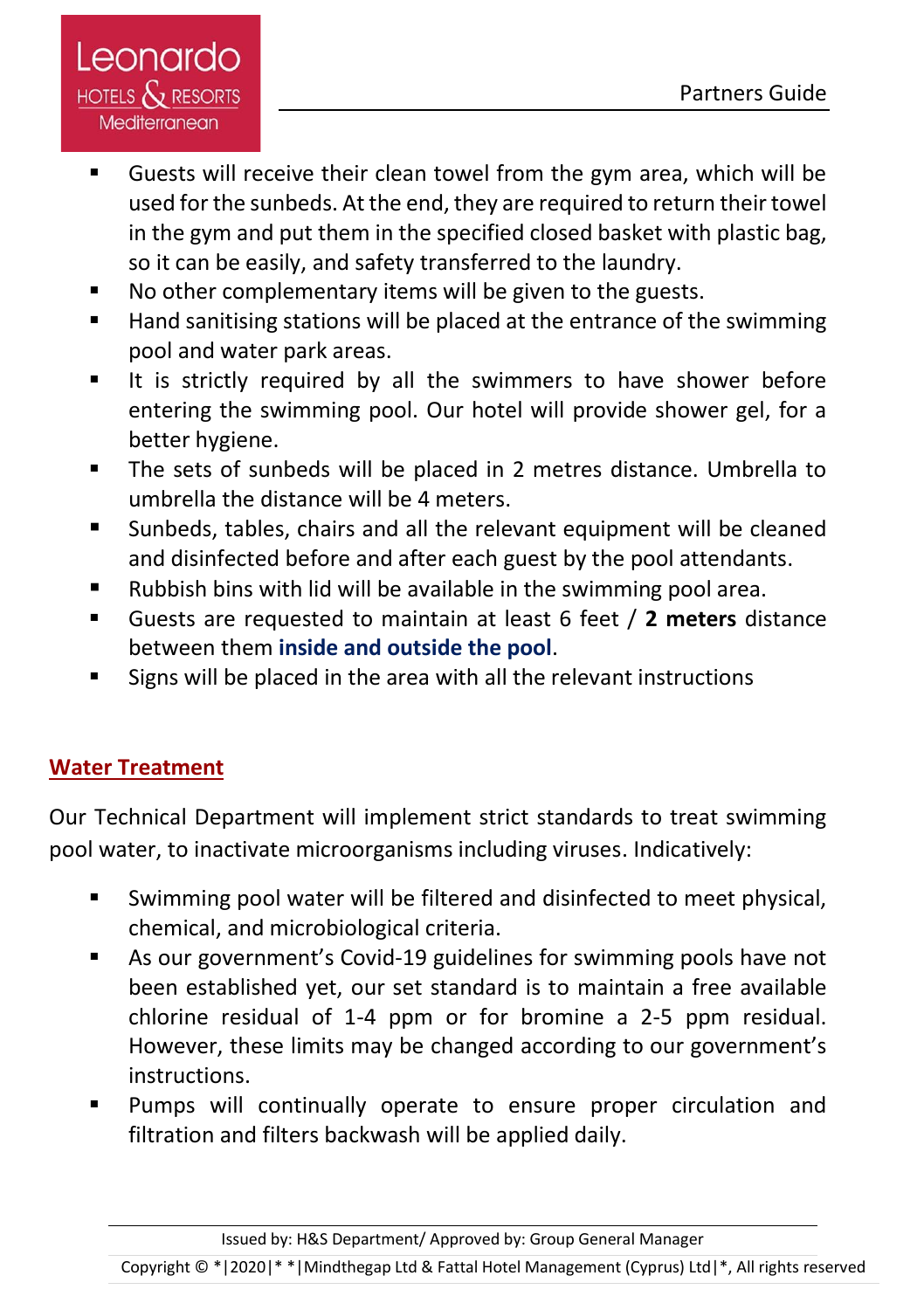- Guests will receive their clean towel from the gym area, which will be used for the sunbeds. At the end, they are required to return their towel in the gym and put them in the specified closed basket with plastic bag, so it can be easily, and safety transferred to the laundry.
- No other complementary items will be given to the guests.
- Hand sanitising stations will be placed at the entrance of the swimming pool and water park areas.
- It is strictly required by all the swimmers to have shower before entering the swimming pool. Our hotel will provide shower gel, for a better hygiene.
- The sets of sunbeds will be placed in 2 metres distance. Umbrella to umbrella the distance will be 4 meters.
- Sunbeds, tables, chairs and all the relevant equipment will be cleaned and disinfected before and after each guest by the pool attendants.
- Rubbish bins with lid will be available in the swimming pool area.
- Guests are requested to maintain at least 6 feet / **2 meters** distance between them **inside and outside the pool**.
- Signs will be placed in the area with all the relevant instructions

## Water Treatment

Our Technical Department will implement strict standards to treat swimming pool water, to inactivate microorganisms including viruses. Indicatively:

- Swimming pool water will be filtered and disinfected to meet physical, chemical, and microbiological criteria.
- As our government's Covid-19 guidelines for swimming pools have not been established yet, our set standard is to maintain a free available chlorine residual of 1-4 ppm or for bromine a 2-5 ppm residual. However, these limits may be changed according to our government's instructions.
- Pumps will continually operate to ensure proper circulation and filtration and filters backwash will be applied daily.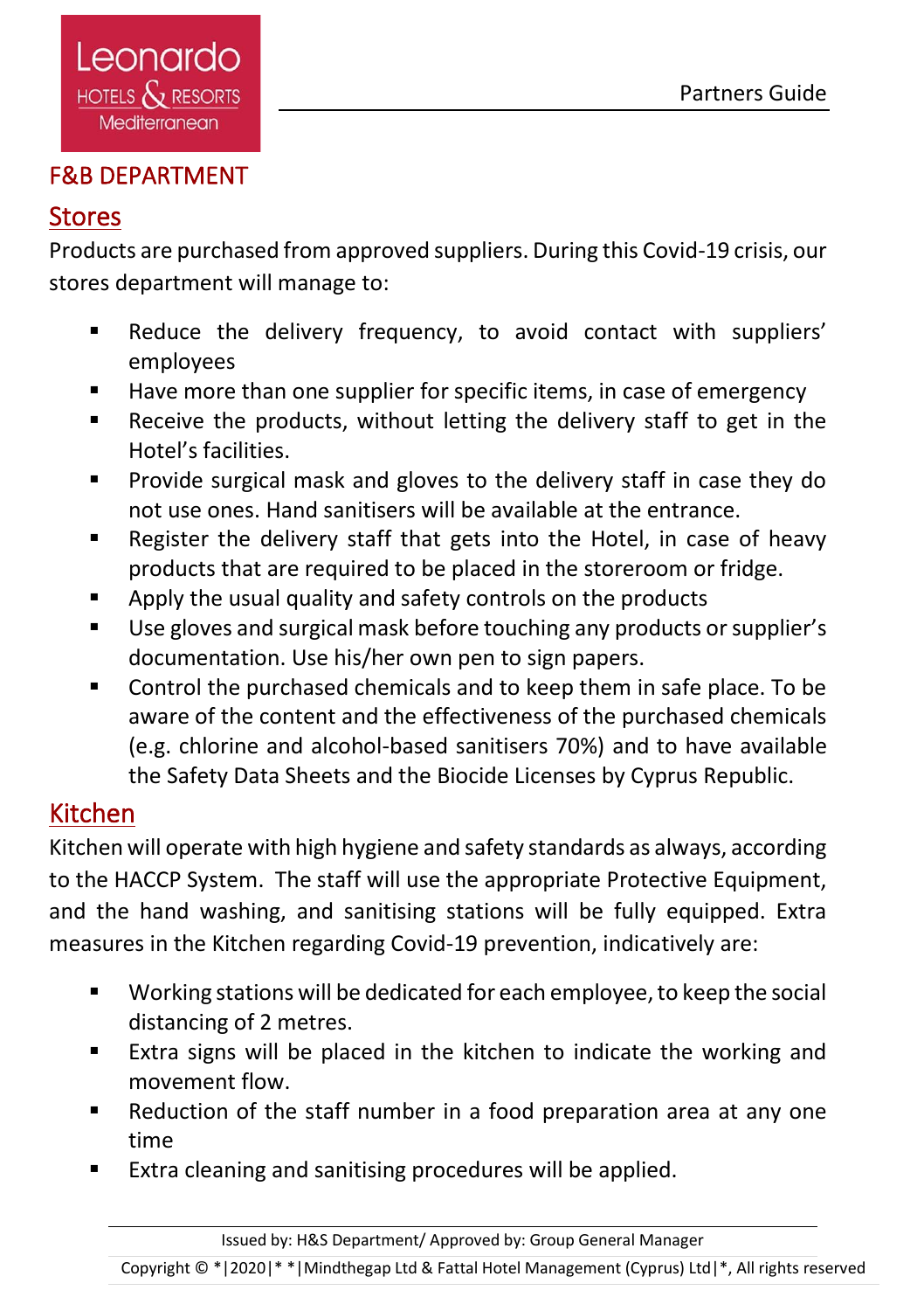## F&B DEPARTMENT

### Stores

Products are purchased from approved suppliers. During this Covid-19 crisis, our stores department will manage to:

- Reduce the delivery frequency, to avoid contact with suppliers' employees
- Have more than one supplier for specific items, in case of emergency
- Receive the products, without letting the delivery staff to get in the Hotel's facilities.
- Provide surgical mask and gloves to the delivery staff in case they do not use ones. Hand sanitisers will be available at the entrance.
- Register the delivery staff that gets into the Hotel, in case of heavy products that are required to be placed in the storeroom or fridge.
- Apply the usual quality and safety controls on the products
- Use gloves and surgical mask before touching any products or supplier's documentation. Use his/her own pen to sign papers.
- Control the purchased chemicals and to keep them in safe place. To be aware of the content and the effectiveness of the purchased chemicals (e.g. chlorine and alcohol-based sanitisers 70%) and to have available the Safety Data Sheets and the Biocide Licenses by Cyprus Republic.

### Kitchen

Kitchen will operate with high hygiene and safety standards as always, according to the HACCP System. The staff will use the appropriate Protective Equipment, and the hand washing, and sanitising stations will be fully equipped. Extra measures in the Kitchen regarding Covid-19 prevention, indicatively are:

- Working stations will be dedicated for each employee, to keep the social distancing of 2 metres.
- Extra signs will be placed in the kitchen to indicate the working and movement flow.
- Reduction of the staff number in a food preparation area at any one time
- Extra cleaning and sanitising procedures will be applied.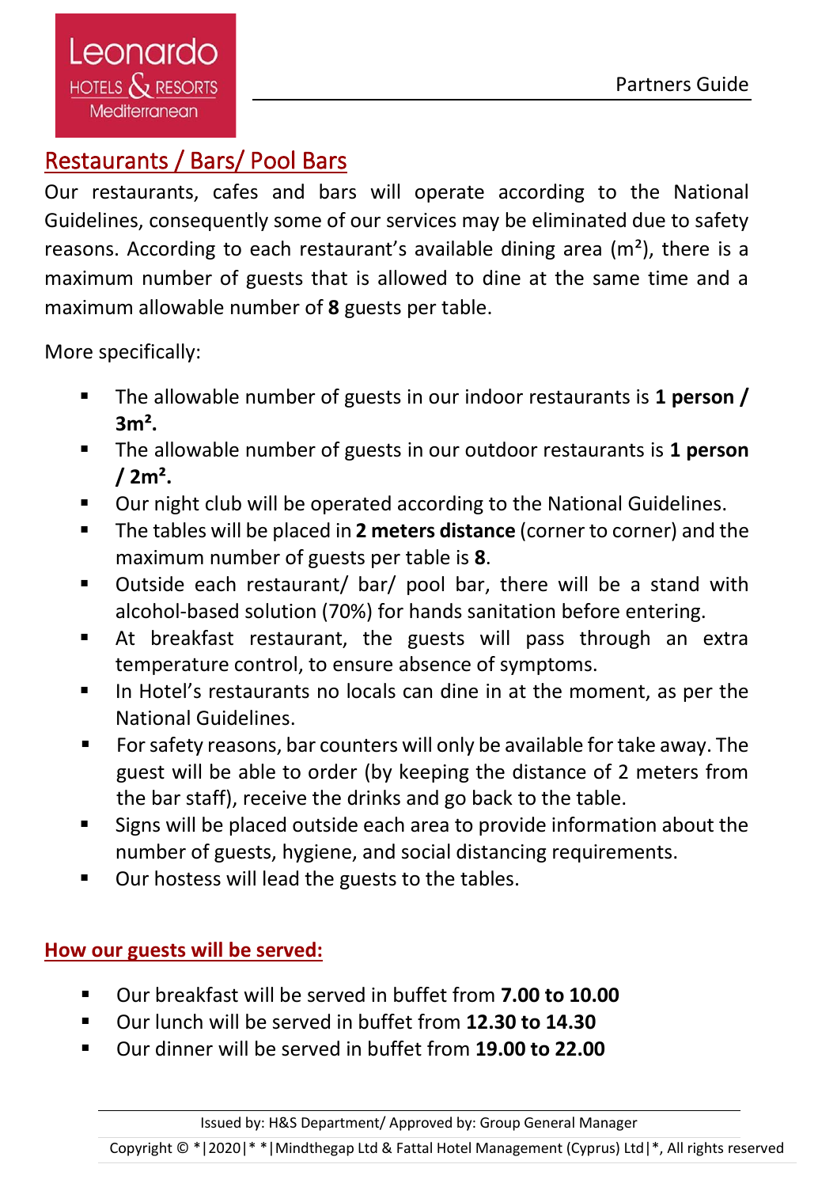## Restaurants / Bars/ Pool Bars

Our restaurants, cafes and bars will operate according to the National Guidelines, consequently some of our services may be eliminated due to safety reasons. According to each restaurant's available dining area ($m^2$), there is a maximum number of guests that is allowed to dine at the same time and a maximum allowable number of **8** guests per table.

More specifically:

- The allowable number of guests in our indoor restaurants is **1 person / 3m²**.
- The allowable number of guests in our outdoor restaurants is **1 person / 2m²**.
- Our night club will be operated according to the National Guidelines.
- The tables will be placed in **2 meters distance** (corner to corner) and the maximum number of guests per table is **8**.
- Outside each restaurant/ bar/ pool bar, there will be a stand with alcohol-based solution (70%) for hands sanitation before entering.
- At breakfast restaurant, the guests will pass through an extra temperature control, to ensure absence of symptoms.
- In Hotel's restaurants no locals can dine in at the moment, as per the National Guidelines.
- For safety reasons, bar counters will only be available for take away. The guest will be able to order (by keeping the distance of 2 meters from the bar staff), receive the drinks and go back to the table.
- Signs will be placed outside each area to provide information about the number of guests, hygiene, and social distancing requirements.
- Our hostess will lead the guests to the tables.

### How our guests will be served:

- Our breakfast will be served in buffet from **7.00 to 10.00**
- Our lunch will be served in buffet from **12.30 to 14.30**
- Our dinner will be served in buffet from **19.00 to 22.00**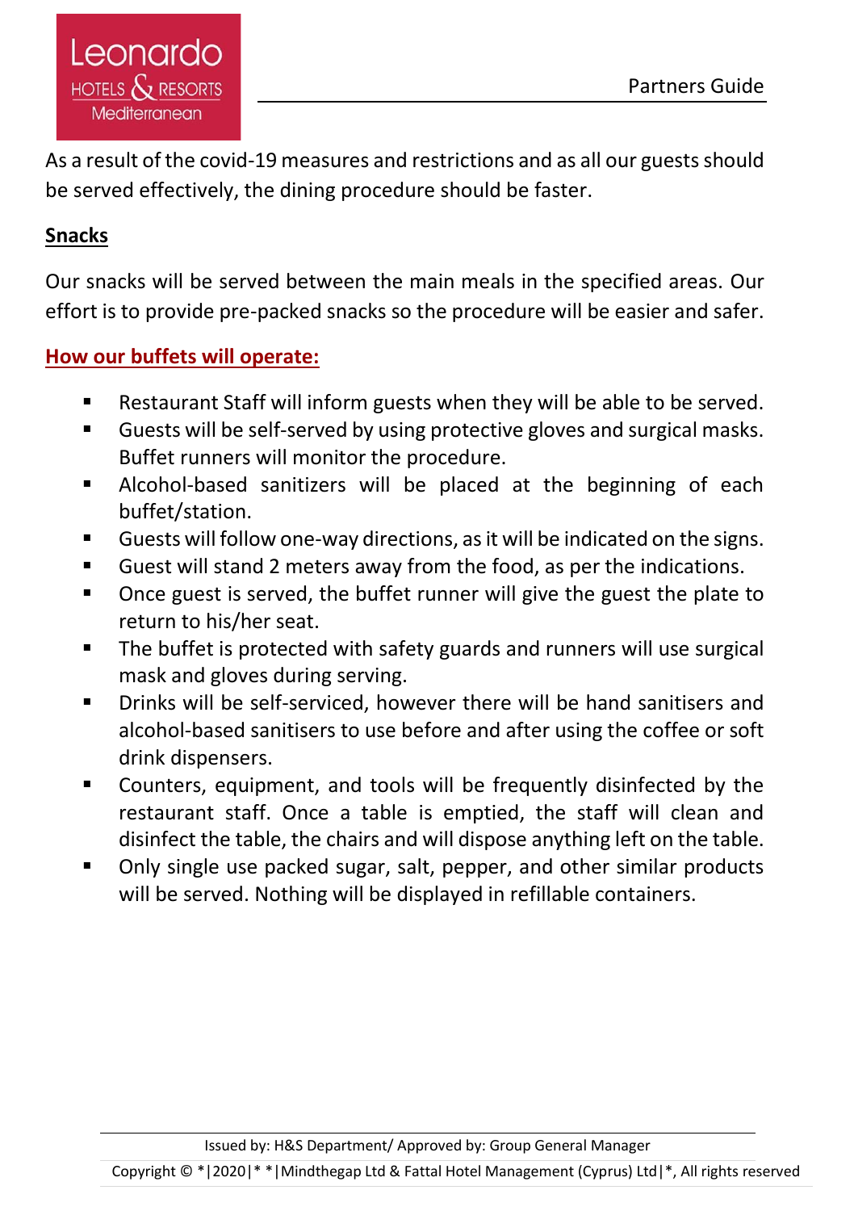As a result of the covid-19 measures and restrictions and as all our guests should be served effectively, the dining procedure should be faster.

**Snacks**

Our snacks will be served between the main meals in the specified areas. Our effort is to provide pre-packed snacks so the procedure will be easier and safer.

**How our buffets will operate:**

- Restaurant Staff will inform guests when they will be able to be served.
- Guests will be self-served by using protective gloves and surgical masks. Buffet runners will monitor the procedure.
- Alcohol-based sanitizers will be placed at the beginning of each buffet/station.
- Guests will follow one-way directions, as it will be indicated on the signs.
- Guest will stand 2 meters away from the food, as per the indications.
- Once guest is served, the buffet runner will give the guest the plate to return to his/her seat.
- The buffet is protected with safety guards and runners will use surgical mask and gloves during serving.
- Drinks will be self-serviced, however there will be hand sanitisers and alcohol-based sanitisers to use before and after using the coffee or soft drink dispensers.
- Counters, equipment, and tools will be frequently disinfected by the restaurant staff. Once a table is emptied, the staff will clean and disinfect the table, the chairs and will dispose anything left on the table.
- Only single use packed sugar, salt, pepper, and other similar products will be served. Nothing will be displayed in refillable containers.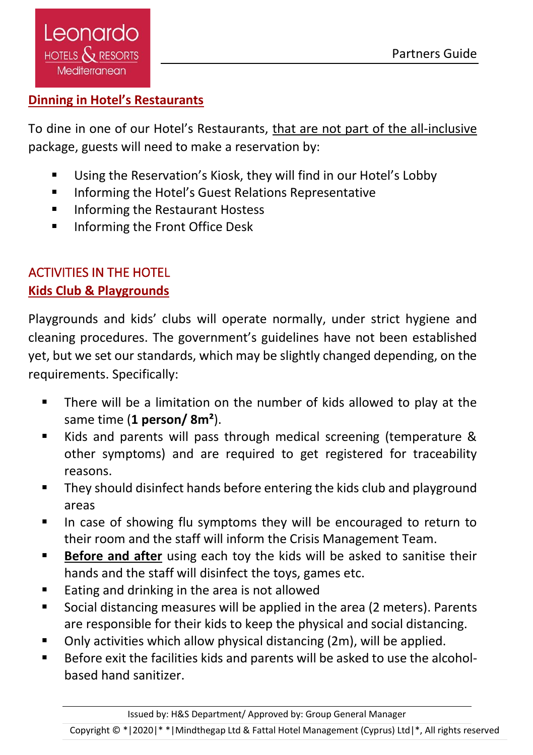## Dinning in Hotel's Restaurants

To dine in one of our Hotel's Restaurants, that are not part of the all-inclusive package, guests will need to make a reservation by:

- Using the Reservation's Kiosk, they will find in our Hotel's Lobby
- Informing the Hotel's Guest Relations Representative
- Informing the Restaurant Hostess
- Informing the Front Office Desk

# ACTIVITIES IN THE HOTEL

## Kids Club & Playgrounds

Playgrounds and kids' clubs will operate normally, under strict hygiene and cleaning procedures. The government's guidelines have not been established yet, but we set our standards, which may be slightly changed depending, on the requirements. Specifically:

- There will be a limitation on the number of kids allowed to play at the same time (**1 person/ 8m²**).
- Kids and parents will pass through medical screening (temperature & other symptoms) and are required to get registered for traceability reasons.
- They should disinfect hands before entering the kids club and playground areas
- In case of showing flu symptoms they will be encouraged to return to their room and the staff will inform the Crisis Management Team.
- **Before and after** using each toy the kids will be asked to sanitise their hands and the staff will disinfect the toys, games etc.
- Eating and drinking in the area is not allowed
- Social distancing measures will be applied in the area (2 meters). Parents are responsible for their kids to keep the physical and social distancing.
- Only activities which allow physical distancing (2m), will be applied.
- Before exit the facilities kids and parents will be asked to use the alcohol-based hand sanitizer.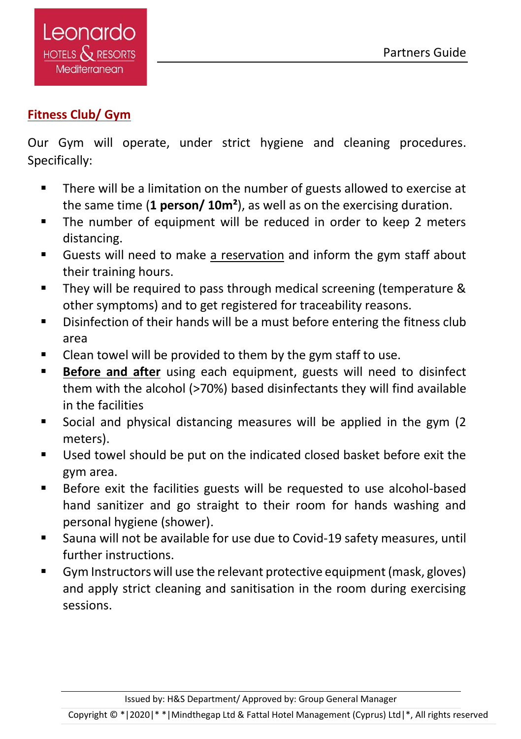## Fitness Club/ Gym

Our Gym will operate, under strict hygiene and cleaning procedures. Specifically:

- There will be a limitation on the number of guests allowed to exercise at the same time (**1 person/ 10m²**), as well as on the exercising duration.
- The number of equipment will be reduced in order to keep 2 meters distancing.
- Guests will need to make a reservation and inform the gym staff about their training hours.
- They will be required to pass through medical screening (temperature & other symptoms) and to get registered for traceability reasons.
- Disinfection of their hands will be a must before entering the fitness club area
- Clean towel will be provided to them by the gym staff to use.
- **Before and after** using each equipment, guests will need to disinfect them with the alcohol (>70%) based disinfectants they will find available in the facilities
- Social and physical distancing measures will be applied in the gym (2 meters).
- Used towel should be put on the indicated closed basket before exit the gym area.
- Before exit the facilities guests will be requested to use alcohol-based hand sanitizer and go straight to their room for hands washing and personal hygiene (shower).
- Sauna will not be available for use due to Covid-19 safety measures, until further instructions.
- Gym Instructors will use the relevant protective equipment (mask, gloves) and apply strict cleaning and sanitisation in the room during exercising sessions.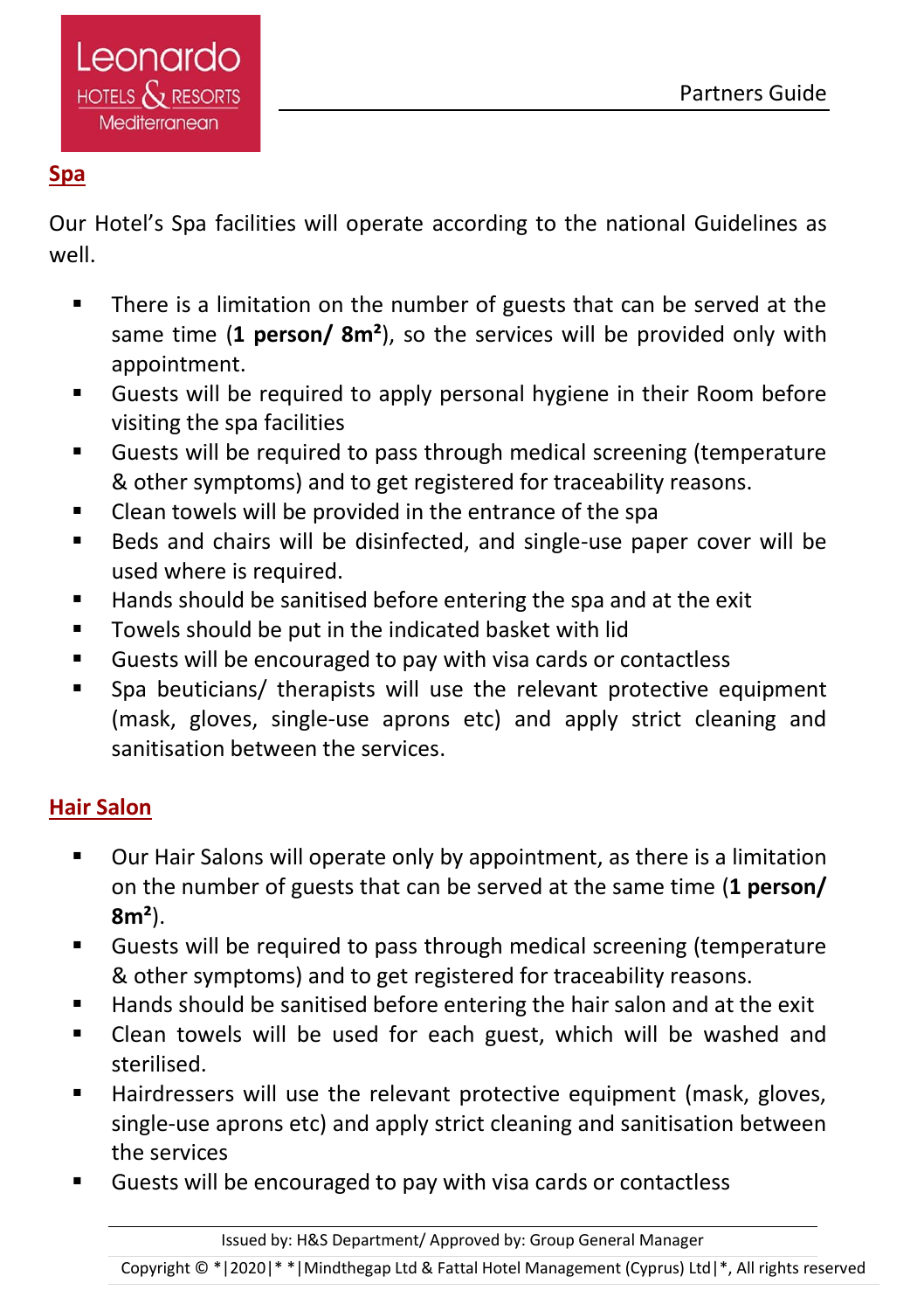## Spa

Our Hotel's Spa facilities will operate according to the national Guidelines as well.

- There is a limitation on the number of guests that can be served at the same time (**1 person/ 8m²**), so the services will be provided only with appointment.
- Guests will be required to apply personal hygiene in their Room before visiting the spa facilities
- Guests will be required to pass through medical screening (temperature & other symptoms) and to get registered for traceability reasons.
- Clean towels will be provided in the entrance of the spa
- Beds and chairs will be disinfected, and single-use paper cover will be used where is required.
- Hands should be sanitised before entering the spa and at the exit
- Towels should be put in the indicated basket with lid
- Guests will be encouraged to pay with visa cards or contactless
- Spa beuticians/ therapists will use the relevant protective equipment (mask, gloves, single-use aprons etc) and apply strict cleaning and sanitisation between the services.

## Hair Salon

- Our Hair Salons will operate only by appointment, as there is a limitation on the number of guests that can be served at the same time (**1 person/ 8m²**).
- Guests will be required to pass through medical screening (temperature & other symptoms) and to get registered for traceability reasons.
- Hands should be sanitised before entering the hair salon and at the exit
- Clean towels will be used for each guest, which will be washed and sterilised.
- Hairdressers will use the relevant protective equipment (mask, gloves, single-use aprons etc) and apply strict cleaning and sanitisation between the services
- Guests will be encouraged to pay with visa cards or contactless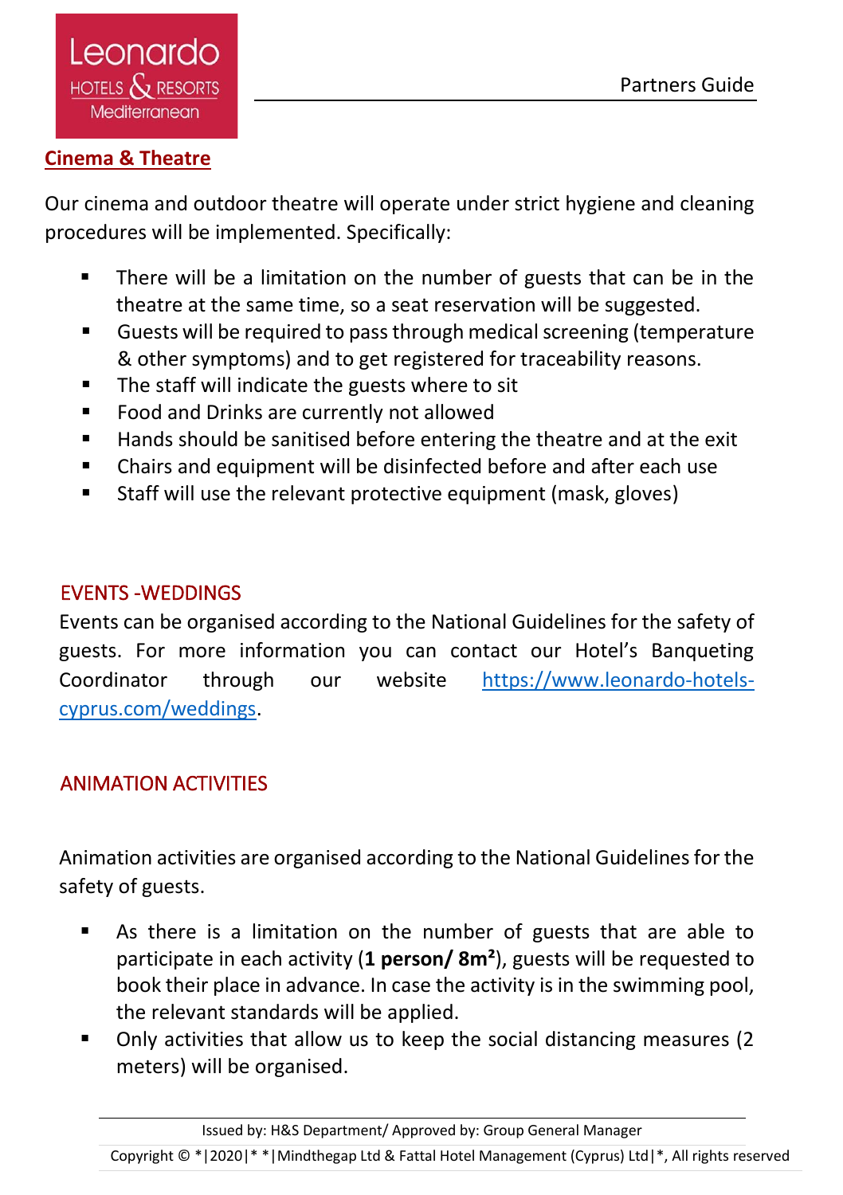## Cinema & Theatre

Our cinema and outdoor theatre will operate under strict hygiene and cleaning procedures will be implemented. Specifically:

- There will be a limitation on the number of guests that can be in the theatre at the same time, so a seat reservation will be suggested.
- Guests will be required to pass through medical screening (temperature & other symptoms) and to get registered for traceability reasons.
- The staff will indicate the guests where to sit
- Food and Drinks are currently not allowed
- Hands should be sanitised before entering the theatre and at the exit
- Chairs and equipment will be disinfected before and after each use
- Staff will use the relevant protective equipment (mask, gloves)

## EVENTS -WEDDINGS

Events can be organised according to the National Guidelines for the safety of guests. For more information you can contact our Hotel's Banqueting Coordinator through our website [https://www.leonardo-hotels-cyprus.com/weddings](https://www.leonardo-hotels-cyprus.com/weddings).

## ANIMATION ACTIVITIES

Animation activities are organised according to the National Guidelines for the safety of guests.

- As there is a limitation on the number of guests that are able to participate in each activity (**1 person/ 8m²**), guests will be requested to book their place in advance. In case the activity is in the swimming pool, the relevant standards will be applied.
- Only activities that allow us to keep the social distancing measures (2 meters) will be organised.

Issued by: H&S Department/ Approved by: Group General Manager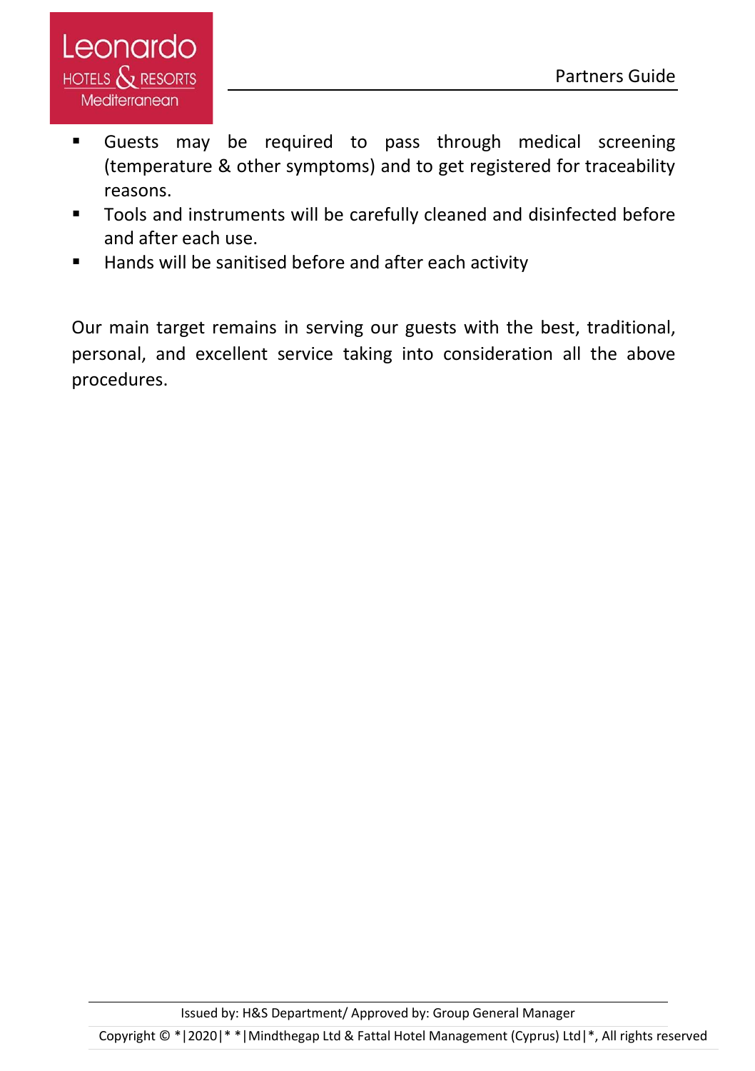- Guests may be required to pass through medical screening (temperature & other symptoms) and to get registered for traceability reasons.
- Tools and instruments will be carefully cleaned and disinfected before and after each use.
- Hands will be sanitised before and after each activity

Our main target remains in serving our guests with the best, traditional, personal, and excellent service taking into consideration all the above procedures.